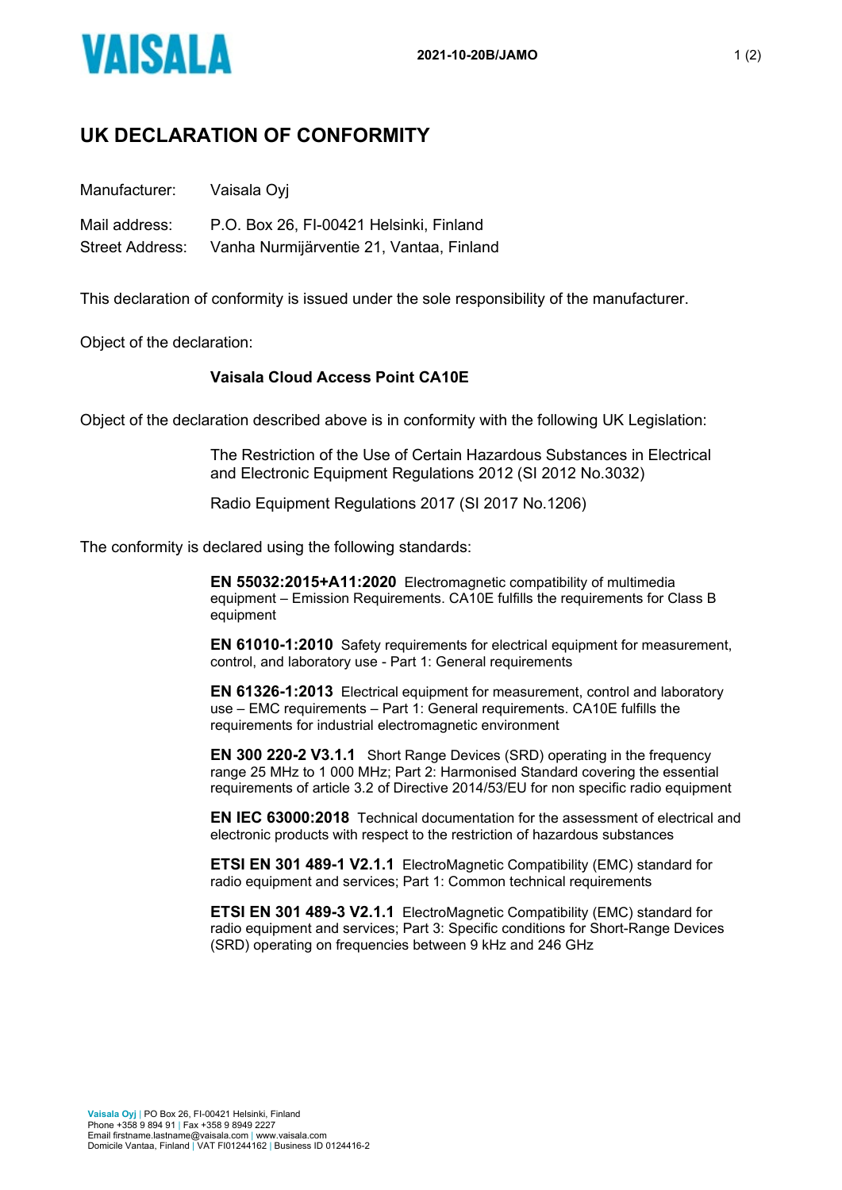# UK DECLARATION OF CONFORMITY

Manufacturer: Vaisala Oyj

Mail address: P.O. Box 26, FI-00421 Helsinki, Finland
Street Address: Vanha Nurmijärventie 21, Vantaa, Finland

This declaration of conformity is issued under the sole responsibility of the manufacturer.

Object of the declaration:

**Vaisala Cloud Access Point CA10E**

Object of the declaration described above is in conformity with the following UK Legislation:

The Restriction of the Use of Certain Hazardous Substances in Electrical and Electronic Equipment Regulations 2012 (SI 2012 No.3032)

Radio Equipment Regulations 2017 (SI 2017 No.1206)

The conformity is declared using the following standards:

**EN 55032:2015+A11:2020** Electromagnetic compatibility of multimedia equipment – Emission Requirements. CA10E fulfills the requirements for Class B equipment

**EN 61010-1:2010** Safety requirements for electrical equipment for measurement, control, and laboratory use - Part 1: General requirements

**EN 61326-1:2013** Electrical equipment for measurement, control and laboratory use – EMC requirements – Part 1: General requirements. CA10E fulfills the requirements for industrial electromagnetic environment

**EN 300 220-2 V3.1.1** Short Range Devices (SRD) operating in the frequency range 25 MHz to 1 000 MHz; Part 2: Harmonised Standard covering the essential requirements of article 3.2 of Directive 2014/53/EU for non specific radio equipment

**EN IEC 63000:2018** Technical documentation for the assessment of electrical and electronic products with respect to the restriction of hazardous substances

**ETSI EN 301 489-1 V2.1.1** ElectroMagnetic Compatibility (EMC) standard for radio equipment and services; Part 1: Common technical requirements

**ETSI EN 301 489-3 V2.1.1** ElectroMagnetic Compatibility (EMC) standard for radio equipment and services; Part 3: Specific conditions for Short-Range Devices (SRD) operating on frequencies between 9 kHz and 246 GHz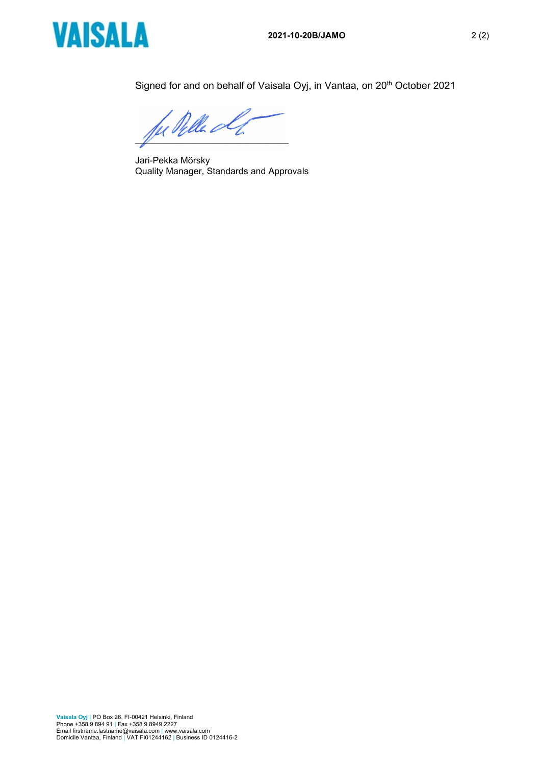Signed for and on behalf of Vaisala Oyj, in Vantaa, on 20th October 2021

\_\_\_\_\_\_\_\_\_\_\_\_\_\_\_\_\_\_\_\_\_\_\_\_\_\_\_\_\_\_\_\_

Jari-Pekka Mörsky
Quality Manager, Standards and Approvals

**Vaisala Oyj** | PO Box 26, FI-00421 Helsinki, Finland
Phone +358 9 894 91 | Fax +358 9 8949 2227
Email firstname.lastname@vaisala.com | www.vaisala.com
Domicile Vantaa, Finland | VAT FI01244162 | Business ID 0124416-2